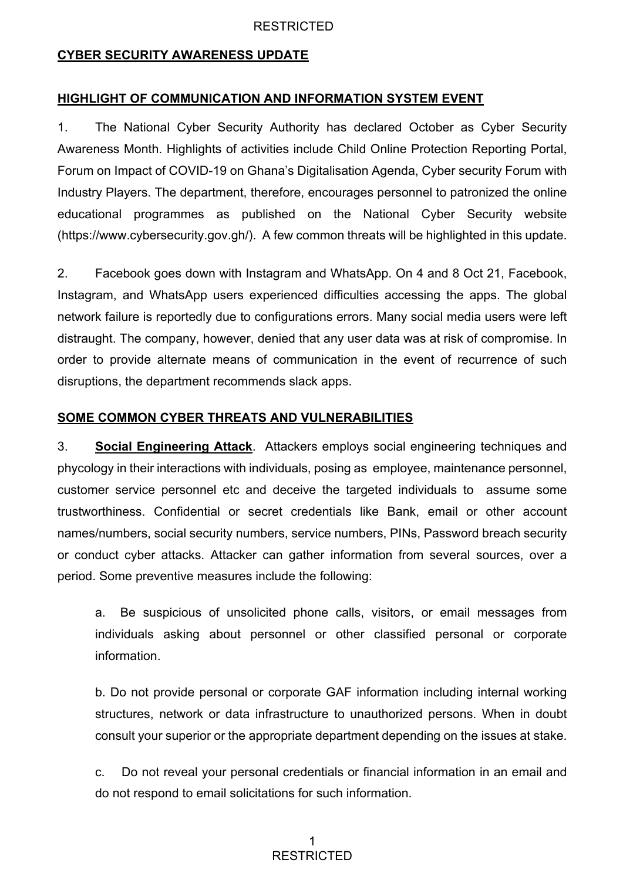## CYBER SECURITY AWARENESS UPDATE

### HIGHLIGHT OF COMMUNICATION AND INFORMATION SYSTEM EVENT

1. The National Cyber Security Authority has declared October as Cyber Security Awareness Month. Highlights of activities include Child Online Protection Reporting Portal, Forum on Impact of COVID-19 on Ghana's Digitalisation Agenda, Cyber security Forum with Industry Players. The department, therefore, encourages personnel to patronized the online educational programmes as published on the National Cyber Security website (https://www.cybersecurity.gov.gh/). A few common threats will be highlighted in this update.

2. Facebook goes down with Instagram and WhatsApp. On 4 and 8 Oct 21, Facebook, Instagram, and WhatsApp users experienced difficulties accessing the apps. The global network failure is reportedly due to configurations errors. Many social media users were left distraught. The company, however, denied that any user data was at risk of compromise. In order to provide alternate means of communication in the event of recurrence of such disruptions, the department recommends slack apps.

### SOME COMMON CYBER THREATS AND VULNERABILITIES

3. **Social Engineering Attack**. Attackers employs social engineering techniques and phycology in their interactions with individuals, posing as employee, maintenance personnel, customer service personnel etc and deceive the targeted individuals to assume some trustworthiness. Confidential or secret credentials like Bank, email or other account names/numbers, social security numbers, service numbers, PINs, Password breach security or conduct cyber attacks. Attacker can gather information from several sources, over a period. Some preventive measures include the following:

   a. Be suspicious of unsolicited phone calls, visitors, or email messages from individuals asking about personnel or other classified personal or corporate information.

   b. Do not provide personal or corporate GAF information including internal working structures, network or data infrastructure to unauthorized persons. When in doubt consult your superior or the appropriate department depending on the issues at stake.

   c. Do not reveal your personal credentials or financial information in an email and do not respond to email solicitations for such information.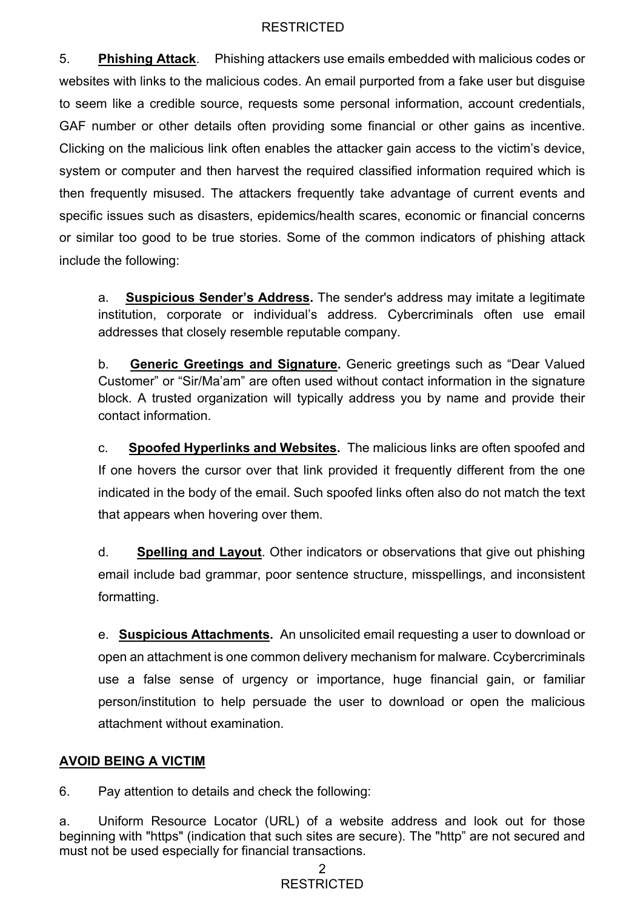5. **Phishing Attack**. Phishing attackers use emails embedded with malicious codes or websites with links to the malicious codes. An email purported from a fake user but disguise to seem like a credible source, requests some personal information, account credentials, GAF number or other details often providing some financial or other gains as incentive. Clicking on the malicious link often enables the attacker gain access to the victim's device, system or computer and then harvest the required classified information required which is then frequently misused. The attackers frequently take advantage of current events and specific issues such as disasters, epidemics/health scares, economic or financial concerns or similar too good to be true stories. Some of the common indicators of phishing attack include the following:

a. **Suspicious Sender's Address.** The sender's address may imitate a legitimate institution, corporate or individual's address. Cybercriminals often use email addresses that closely resemble reputable company.

b. **Generic Greetings and Signature.** Generic greetings such as "Dear Valued Customer" or "Sir/Ma'am" are often used without contact information in the signature block. A trusted organization will typically address you by name and provide their contact information.

c. **Spoofed Hyperlinks and Websites.** The malicious links are often spoofed and If one hovers the cursor over that link provided it frequently different from the one indicated in the body of the email. Such spoofed links often also do not match the text that appears when hovering over them.

d. **Spelling and Layout**. Other indicators or observations that give out phishing email include bad grammar, poor sentence structure, misspellings, and inconsistent formatting.

e. **Suspicious Attachments.** An unsolicited email requesting a user to download or open an attachment is one common delivery mechanism for malware. Ccybercriminals use a false sense of urgency or importance, huge financial gain, or familiar person/institution to help persuade the user to download or open the malicious attachment without examination.

## AVOID BEING A VICTIM

6. Pay attention to details and check the following:

a. Uniform Resource Locator (URL) of a website address and look out for those beginning with "https" (indication that such sites are secure). The "http" are not secured and must not be used especially for financial transactions.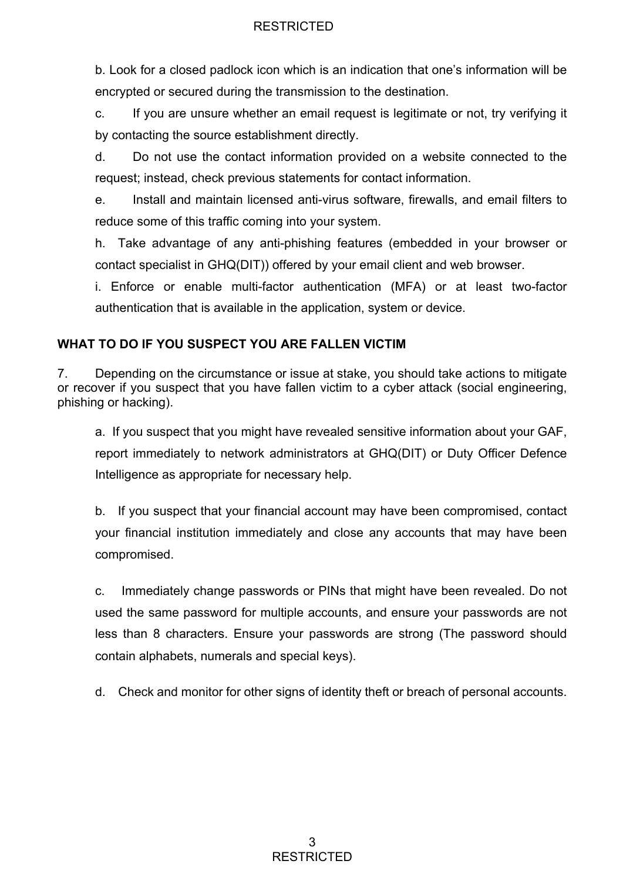b. Look for a closed padlock icon which is an indication that one's information will be encrypted or secured during the transmission to the destination.

c. If you are unsure whether an email request is legitimate or not, try verifying it by contacting the source establishment directly.

d. Do not use the contact information provided on a website connected to the request; instead, check previous statements for contact information.

e. Install and maintain licensed anti-virus software, firewalls, and email filters to reduce some of this traffic coming into your system.

h. Take advantage of any anti-phishing features (embedded in your browser or contact specialist in GHQ(DIT)) offered by your email client and web browser.

i. Enforce or enable multi-factor authentication (MFA) or at least two-factor authentication that is available in the application, system or device.

**WHAT TO DO IF YOU SUSPECT YOU ARE FALLEN VICTIM**

7. Depending on the circumstance or issue at stake, you should take actions to mitigate or recover if you suspect that you have fallen victim to a cyber attack (social engineering, phishing or hacking).

a. If you suspect that you might have revealed sensitive information about your GAF, report immediately to network administrators at GHQ(DIT) or Duty Officer Defence Intelligence as appropriate for necessary help.

b. If you suspect that your financial account may have been compromised, contact your financial institution immediately and close any accounts that may have been compromised.

c. Immediately change passwords or PINs that might have been revealed. Do not used the same password for multiple accounts, and ensure your passwords are not less than 8 characters. Ensure your passwords are strong (The password should contain alphabets, numerals and special keys).

d. Check and monitor for other signs of identity theft or breach of personal accounts.